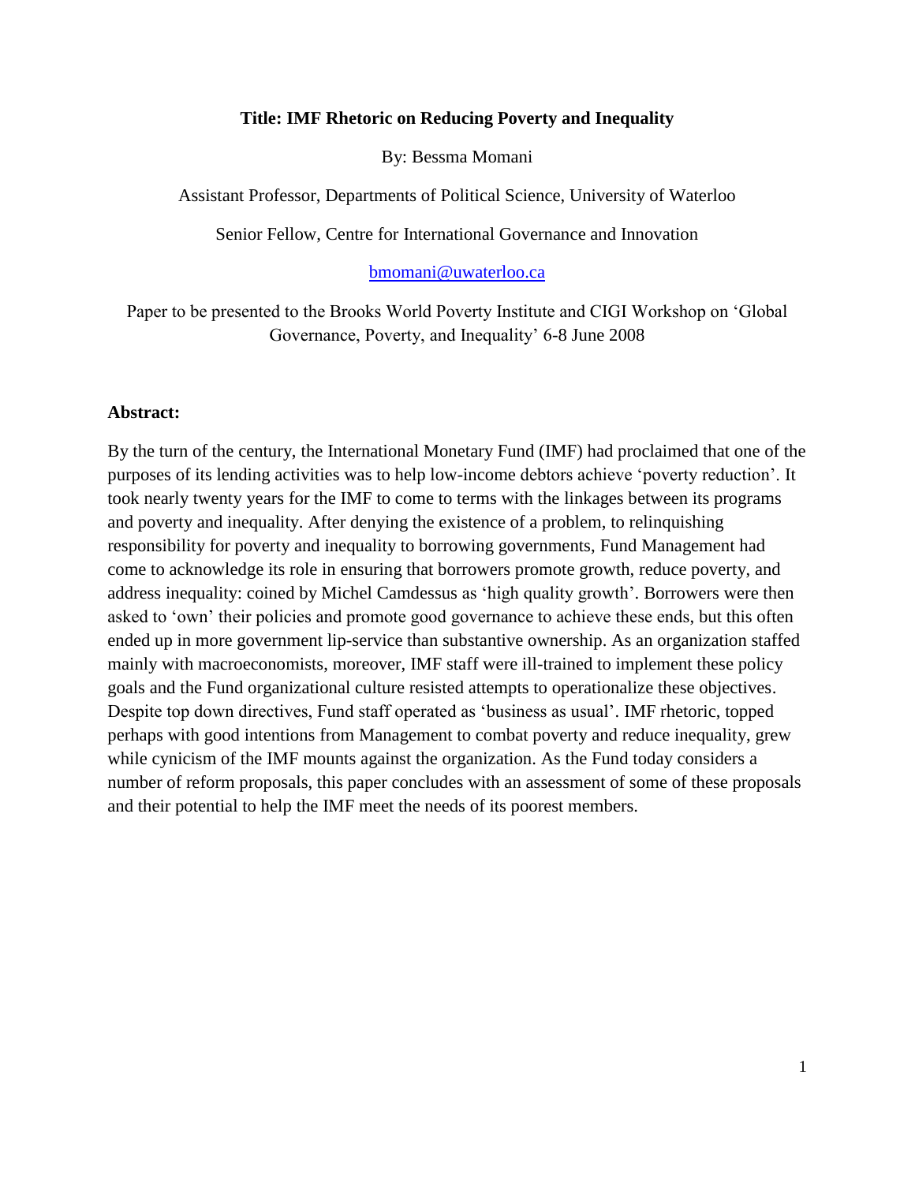**Title: IMF Rhetoric on Reducing Poverty and Inequality**

By: Bessma Momani

Assistant Professor, Departments of Political Science, University of Waterloo

Senior Fellow, Centre for International Governance and Innovation

bmomani@uwaterloo.ca

Paper to be presented to the Brooks World Poverty Institute and CIGI Workshop on 'Global Governance, Poverty, and Inequality' 6-8 June 2008

## Abstract:

By the turn of the century, the International Monetary Fund (IMF) had proclaimed that one of the purposes of its lending activities was to help low-income debtors achieve 'poverty reduction'. It took nearly twenty years for the IMF to come to terms with the linkages between its programs and poverty and inequality. After denying the existence of a problem, to relinquishing responsibility for poverty and inequality to borrowing governments, Fund Management had come to acknowledge its role in ensuring that borrowers promote growth, reduce poverty, and address inequality: coined by Michel Camdessus as 'high quality growth'. Borrowers were then asked to 'own' their policies and promote good governance to achieve these ends, but this often ended up in more government lip-service than substantive ownership. As an organization staffed mainly with macroeconomists, moreover, IMF staff were ill-trained to implement these policy goals and the Fund organizational culture resisted attempts to operationalize these objectives. Despite top down directives, Fund staff operated as 'business as usual'. IMF rhetoric, topped perhaps with good intentions from Management to combat poverty and reduce inequality, grew while cynicism of the IMF mounts against the organization. As the Fund today considers a number of reform proposals, this paper concludes with an assessment of some of these proposals and their potential to help the IMF meet the needs of its poorest members.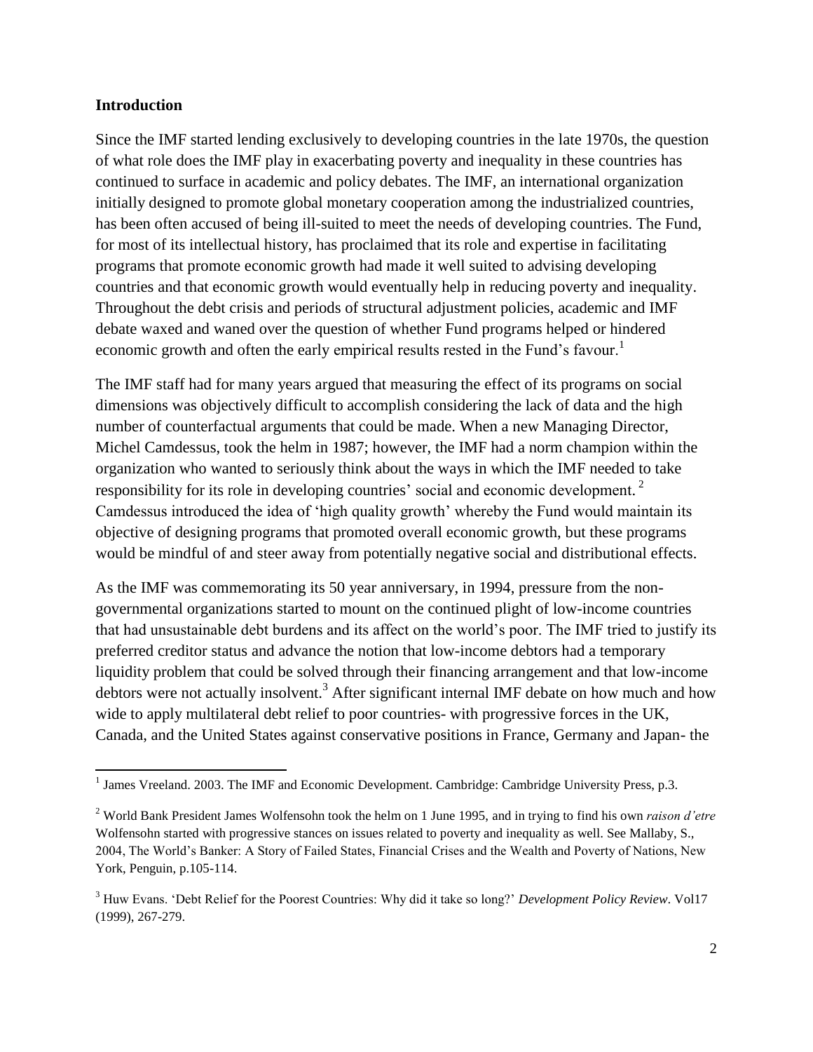## Introduction

Since the IMF started lending exclusively to developing countries in the late 1970s, the question of what role does the IMF play in exacerbating poverty and inequality in these countries has continued to surface in academic and policy debates. The IMF, an international organization initially designed to promote global monetary cooperation among the industrialized countries, has been often accused of being ill-suited to meet the needs of developing countries. The Fund, for most of its intellectual history, has proclaimed that its role and expertise in facilitating programs that promote economic growth had made it well suited to advising developing countries and that economic growth would eventually help in reducing poverty and inequality. Throughout the debt crisis and periods of structural adjustment policies, academic and IMF debate waxed and waned over the question of whether Fund programs helped or hindered economic growth and often the early empirical results rested in the Fund's favour.[1]

The IMF staff had for many years argued that measuring the effect of its programs on social dimensions was objectively difficult to accomplish considering the lack of data and the high number of counterfactual arguments that could be made. When a new Managing Director, Michel Camdessus, took the helm in 1987; however, the IMF had a norm champion within the organization who wanted to seriously think about the ways in which the IMF needed to take responsibility for its role in developing countries' social and economic development.[2] Camdessus introduced the idea of 'high quality growth' whereby the Fund would maintain its objective of designing programs that promoted overall economic growth, but these programs would be mindful of and steer away from potentially negative social and distributional effects.

As the IMF was commemorating its 50 year anniversary, in 1994, pressure from the non-governmental organizations started to mount on the continued plight of low-income countries that had unsustainable debt burdens and its affect on the world's poor. The IMF tried to justify its preferred creditor status and advance the notion that low-income debtors had a temporary liquidity problem that could be solved through their financing arrangement and that low-income debtors were not actually insolvent.[3] After significant internal IMF debate on how much and how wide to apply multilateral debt relief to poor countries- with progressive forces in the UK, Canada, and the United States against conservative positions in France, Germany and Japan- the

---

[1] James Vreeland. 2003. The IMF and Economic Development. Cambridge: Cambridge University Press, p.3.

[2] World Bank President James Wolfensohn took the helm on 1 June 1995, and in trying to find his own *raison d'etre* Wolfensohn started with progressive stances on issues related to poverty and inequality as well. See Mallaby, S., 2004, The World's Banker: A Story of Failed States, Financial Crises and the Wealth and Poverty of Nations, New York, Penguin, p.105-114.

[3] Huw Evans. 'Debt Relief for the Poorest Countries: Why did it take so long?' *Development Policy Review*. Vol17 (1999), 267-279.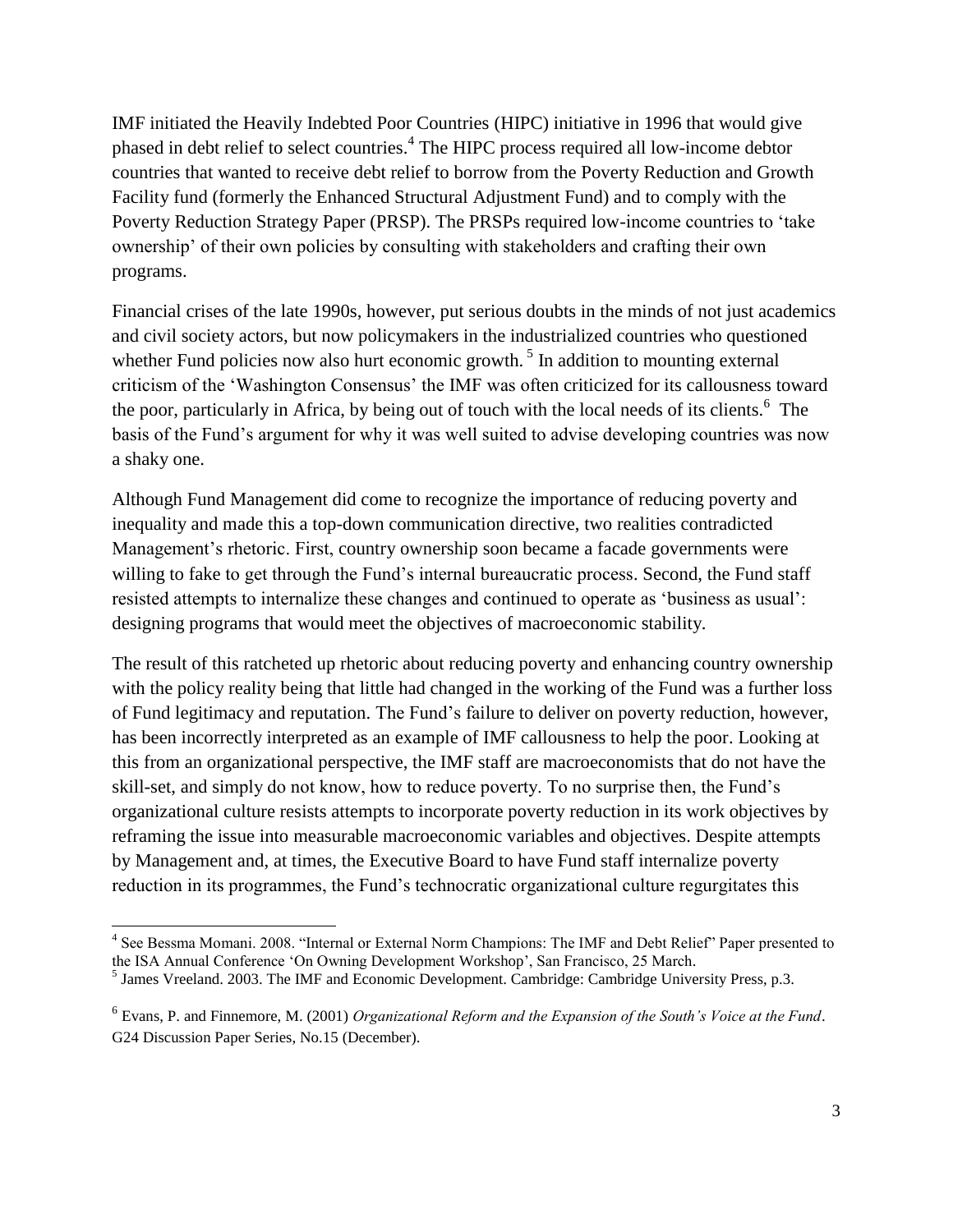IMF initiated the Heavily Indebted Poor Countries (HIPC) initiative in 1996 that would give phased in debt relief to select countries.[4] The HIPC process required all low-income debtor countries that wanted to receive debt relief to borrow from the Poverty Reduction and Growth Facility fund (formerly the Enhanced Structural Adjustment Fund) and to comply with the Poverty Reduction Strategy Paper (PRSP). The PRSPs required low-income countries to 'take ownership' of their own policies by consulting with stakeholders and crafting their own programs.

Financial crises of the late 1990s, however, put serious doubts in the minds of not just academics and civil society actors, but now policymakers in the industrialized countries who questioned whether Fund policies now also hurt economic growth.[5] In addition to mounting external criticism of the 'Washington Consensus' the IMF was often criticized for its callousness toward the poor, particularly in Africa, by being out of touch with the local needs of its clients.[6] The basis of the Fund's argument for why it was well suited to advise developing countries was now a shaky one.

Although Fund Management did come to recognize the importance of reducing poverty and inequality and made this a top-down communication directive, two realities contradicted Management's rhetoric. First, country ownership soon became a facade governments were willing to fake to get through the Fund's internal bureaucratic process. Second, the Fund staff resisted attempts to internalize these changes and continued to operate as 'business as usual': designing programs that would meet the objectives of macroeconomic stability.

The result of this ratcheted up rhetoric about reducing poverty and enhancing country ownership with the policy reality being that little had changed in the working of the Fund was a further loss of Fund legitimacy and reputation. The Fund's failure to deliver on poverty reduction, however, has been incorrectly interpreted as an example of IMF callousness to help the poor. Looking at this from an organizational perspective, the IMF staff are macroeconomists that do not have the skill-set, and simply do not know, how to reduce poverty. To no surprise then, the Fund's organizational culture resists attempts to incorporate poverty reduction in its work objectives by reframing the issue into measurable macroeconomic variables and objectives. Despite attempts by Management and, at times, the Executive Board to have Fund staff internalize poverty reduction in its programmes, the Fund's technocratic organizational culture regurgitates this

---

[4] See Bessma Momani. 2008. "Internal or External Norm Champions: The IMF and Debt Relief" Paper presented to the ISA Annual Conference 'On Owning Development Workshop', San Francisco, 25 March.

[5] James Vreeland. 2003. The IMF and Economic Development. Cambridge: Cambridge University Press, p.3.

[6] Evans, P. and Finnemore, M. (2001) *Organizational Reform and the Expansion of the South's Voice at the Fund*. G24 Discussion Paper Series, No.15 (December).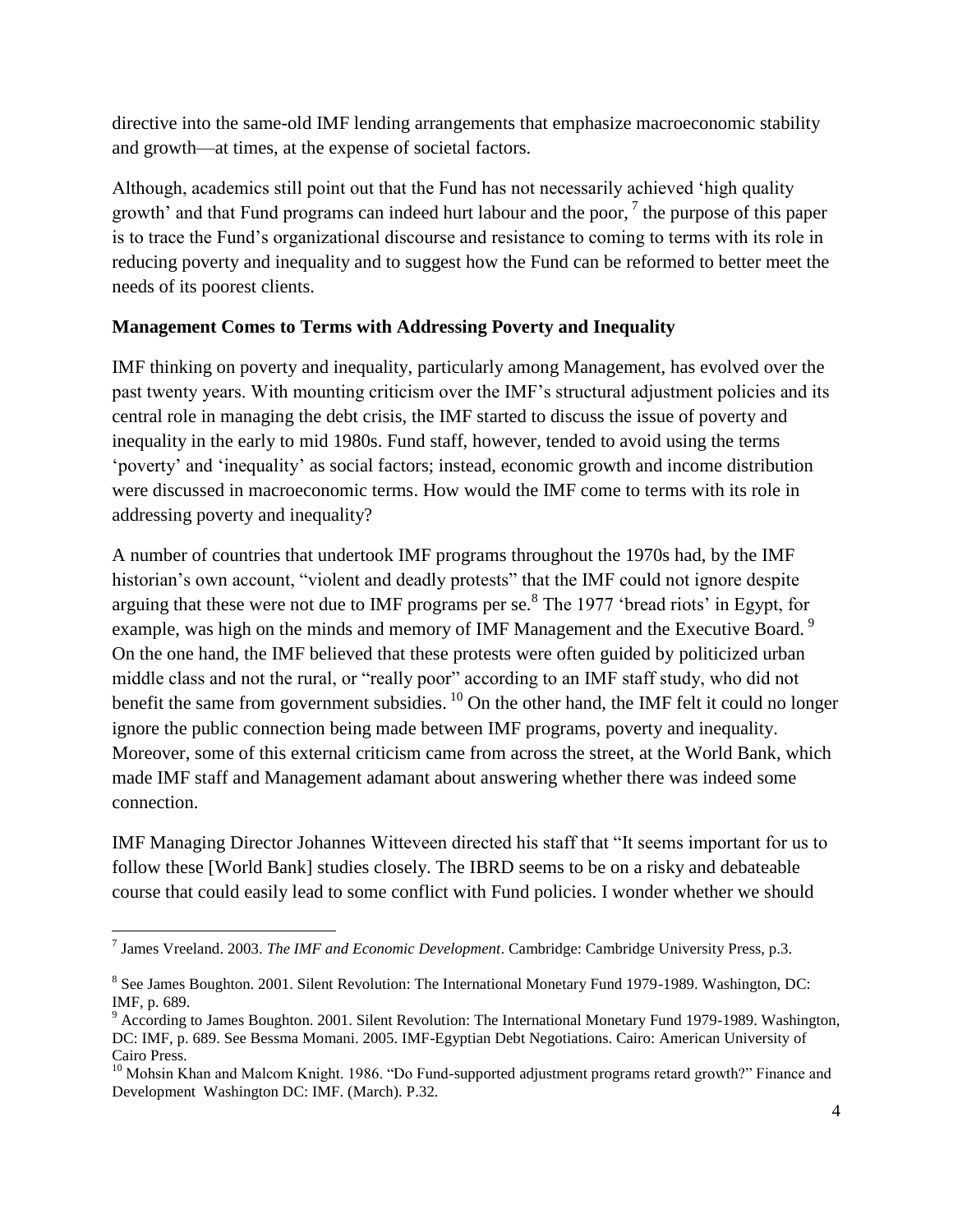directive into the same-old IMF lending arrangements that emphasize macroeconomic stability and growth—at times, at the expense of societal factors.

Although, academics still point out that the Fund has not necessarily achieved 'high quality growth' and that Fund programs can indeed hurt labour and the poor, [7] the purpose of this paper is to trace the Fund's organizational discourse and resistance to coming to terms with its role in reducing poverty and inequality and to suggest how the Fund can be reformed to better meet the needs of its poorest clients.

**Management Comes to Terms with Addressing Poverty and Inequality**

IMF thinking on poverty and inequality, particularly among Management, has evolved over the past twenty years. With mounting criticism over the IMF's structural adjustment policies and its central role in managing the debt crisis, the IMF started to discuss the issue of poverty and inequality in the early to mid 1980s. Fund staff, however, tended to avoid using the terms 'poverty' and 'inequality' as social factors; instead, economic growth and income distribution were discussed in macroeconomic terms. How would the IMF come to terms with its role in addressing poverty and inequality?

A number of countries that undertook IMF programs throughout the 1970s had, by the IMF historian's own account, "violent and deadly protests" that the IMF could not ignore despite arguing that these were not due to IMF programs per se.[8] The 1977 'bread riots' in Egypt, for example, was high on the minds and memory of IMF Management and the Executive Board. [9] On the one hand, the IMF believed that these protests were often guided by politicized urban middle class and not the rural, or "really poor" according to an IMF staff study, who did not benefit the same from government subsidies. [10] On the other hand, the IMF felt it could no longer ignore the public connection being made between IMF programs, poverty and inequality. Moreover, some of this external criticism came from across the street, at the World Bank, which made IMF staff and Management adamant about answering whether there was indeed some connection.

IMF Managing Director Johannes Witteveen directed his staff that "It seems important for us to follow these [World Bank] studies closely. The IBRD seems to be on a risky and debateable course that could easily lead to some conflict with Fund policies. I wonder whether we should

---

[7] James Vreeland. 2003. *The IMF and Economic Development*. Cambridge: Cambridge University Press, p.3.

[8] See James Boughton. 2001. Silent Revolution: The International Monetary Fund 1979-1989. Washington, DC: IMF, p. 689.

[9] According to James Boughton. 2001. Silent Revolution: The International Monetary Fund 1979-1989. Washington, DC: IMF, p. 689. See Bessma Momani. 2005. IMF-Egyptian Debt Negotiations. Cairo: American University of Cairo Press.

[10] Mohsin Khan and Malcom Knight. 1986. "Do Fund-supported adjustment programs retard growth?" Finance and Development Washington DC: IMF. (March). P.32.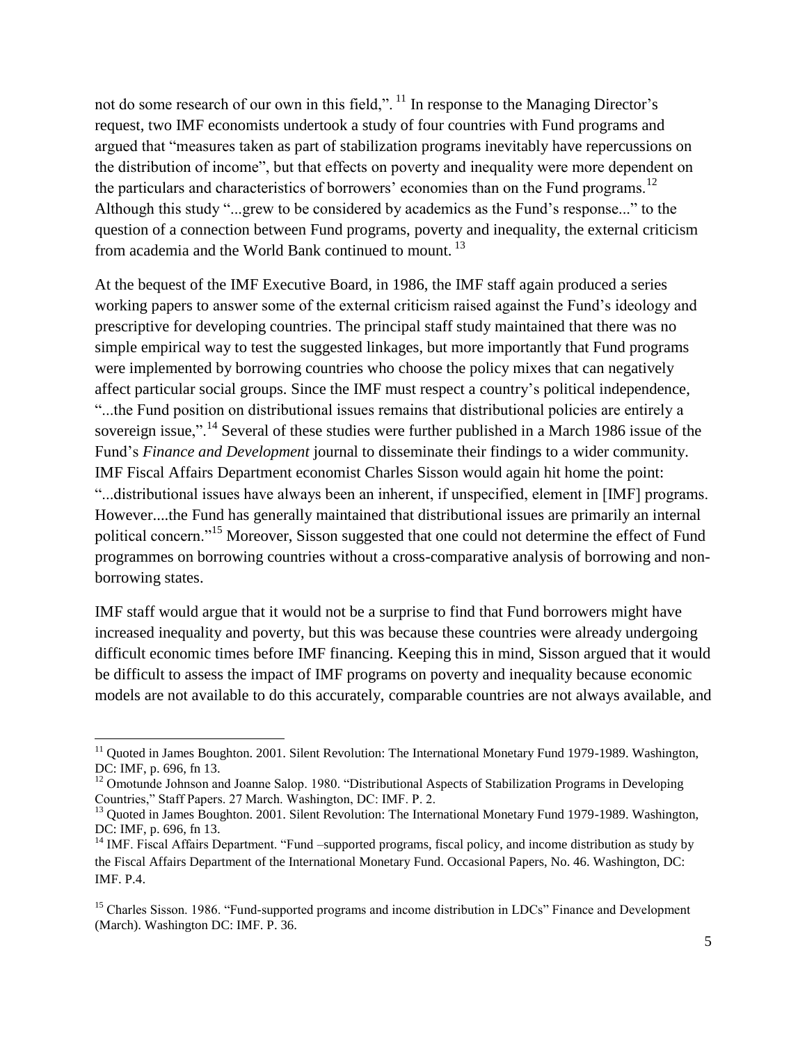not do some research of our own in this field,".[11] In response to the Managing Director's request, two IMF economists undertook a study of four countries with Fund programs and argued that "measures taken as part of stabilization programs inevitably have repercussions on the distribution of income", but that effects on poverty and inequality were more dependent on the particulars and characteristics of borrowers' economies than on the Fund programs.[12] Although this study "...grew to be considered by academics as the Fund's response..." to the question of a connection between Fund programs, poverty and inequality, the external criticism from academia and the World Bank continued to mount.[13]

At the bequest of the IMF Executive Board, in 1986, the IMF staff again produced a series working papers to answer some of the external criticism raised against the Fund's ideology and prescriptive for developing countries. The principal staff study maintained that there was no simple empirical way to test the suggested linkages, but more importantly that Fund programs were implemented by borrowing countries who choose the policy mixes that can negatively affect particular social groups. Since the IMF must respect a country's political independence, "...the Fund position on distributional issues remains that distributional policies are entirely a sovereign issue,".[14] Several of these studies were further published in a March 1986 issue of the Fund's *Finance and Development* journal to disseminate their findings to a wider community. IMF Fiscal Affairs Department economist Charles Sisson would again hit home the point: "...distributional issues have always been an inherent, if unspecified, element in [IMF] programs. However....the Fund has generally maintained that distributional issues are primarily an internal political concern."[15] Moreover, Sisson suggested that one could not determine the effect of Fund programmes on borrowing countries without a cross-comparative analysis of borrowing and non-borrowing states.

IMF staff would argue that it would not be a surprise to find that Fund borrowers might have increased inequality and poverty, but this was because these countries were already undergoing difficult economic times before IMF financing. Keeping this in mind, Sisson argued that it would be difficult to assess the impact of IMF programs on poverty and inequality because economic models are not available to do this accurately, comparable countries are not always available, and

---

[11] Quoted in James Boughton. 2001. Silent Revolution: The International Monetary Fund 1979-1989. Washington, DC: IMF, p. 696, fn 13.

[12] Omotunde Johnson and Joanne Salop. 1980. "Distributional Aspects of Stabilization Programs in Developing Countries," Staff Papers. 27 March. Washington, DC: IMF. P. 2.

[13] Quoted in James Boughton. 2001. Silent Revolution: The International Monetary Fund 1979-1989. Washington, DC: IMF, p. 696, fn 13.

[14] IMF. Fiscal Affairs Department. "Fund –supported programs, fiscal policy, and income distribution as study by the Fiscal Affairs Department of the International Monetary Fund. Occasional Papers, No. 46. Washington, DC: IMF. P.4.

[15] Charles Sisson. 1986. "Fund-supported programs and income distribution in LDCs" Finance and Development (March). Washington DC: IMF. P. 36.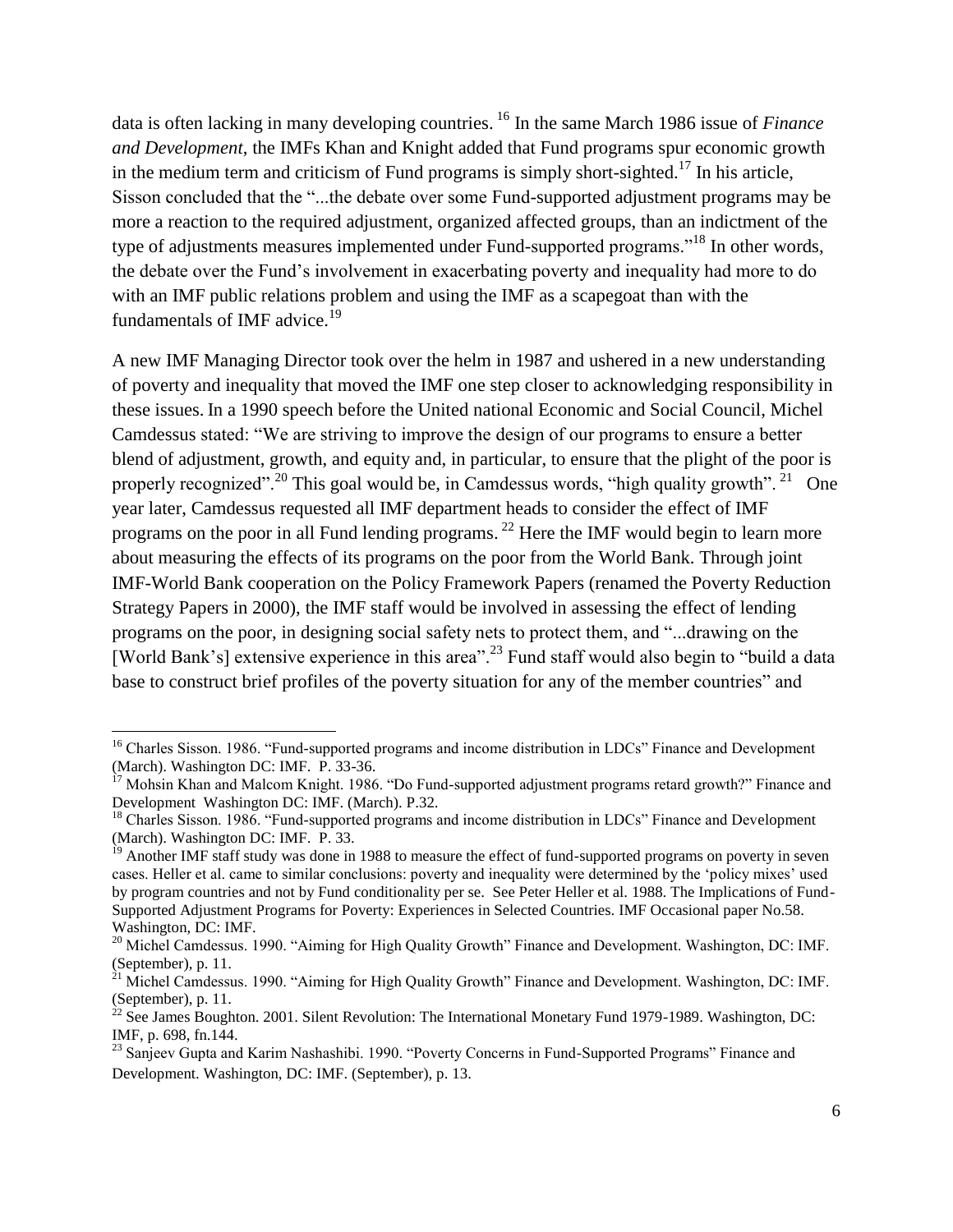data is often lacking in many developing countries. [16] In the same March 1986 issue of *Finance and Development*, the IMFs Khan and Knight added that Fund programs spur economic growth in the medium term and criticism of Fund programs is simply short-sighted.[17] In his article, Sisson concluded that the "...the debate over some Fund-supported adjustment programs may be more a reaction to the required adjustment, organized affected groups, than an indictment of the type of adjustments measures implemented under Fund-supported programs."[18] In other words, the debate over the Fund's involvement in exacerbating poverty and inequality had more to do with an IMF public relations problem and using the IMF as a scapegoat than with the fundamentals of IMF advice.[19]

A new IMF Managing Director took over the helm in 1987 and ushered in a new understanding of poverty and inequality that moved the IMF one step closer to acknowledging responsibility in these issues. In a 1990 speech before the United national Economic and Social Council, Michel Camdessus stated: "We are striving to improve the design of our programs to ensure a better blend of adjustment, growth, and equity and, in particular, to ensure that the plight of the poor is properly recognized".[20] This goal would be, in Camdessus words, "high quality growth". [21] One year later, Camdessus requested all IMF department heads to consider the effect of IMF programs on the poor in all Fund lending programs. [22] Here the IMF would begin to learn more about measuring the effects of its programs on the poor from the World Bank. Through joint IMF-World Bank cooperation on the Policy Framework Papers (renamed the Poverty Reduction Strategy Papers in 2000), the IMF staff would be involved in assessing the effect of lending programs on the poor, in designing social safety nets to protect them, and "...drawing on the [World Bank's] extensive experience in this area".[23] Fund staff would also begin to "build a data base to construct brief profiles of the poverty situation for any of the member countries" and

---

[16] Charles Sisson. 1986. "Fund-supported programs and income distribution in LDCs" Finance and Development (March). Washington DC: IMF. P. 33-36.

[17] Mohsin Khan and Malcom Knight. 1986. "Do Fund-supported adjustment programs retard growth?" Finance and Development Washington DC: IMF. (March). P.32.

[18] Charles Sisson. 1986. "Fund-supported programs and income distribution in LDCs" Finance and Development (March). Washington DC: IMF. P. 33.

[19] Another IMF staff study was done in 1988 to measure the effect of fund-supported programs on poverty in seven cases. Heller et al. came to similar conclusions: poverty and inequality were determined by the 'policy mixes' used by program countries and not by Fund conditionality per se. See Peter Heller et al. 1988. The Implications of Fund-Supported Adjustment Programs for Poverty: Experiences in Selected Countries. IMF Occasional paper No.58. Washington, DC: IMF.

[20] Michel Camdessus. 1990. "Aiming for High Quality Growth" Finance and Development. Washington, DC: IMF. (September), p. 11.

[21] Michel Camdessus. 1990. "Aiming for High Quality Growth" Finance and Development. Washington, DC: IMF. (September), p. 11.

[22] See James Boughton. 2001. Silent Revolution: The International Monetary Fund 1979-1989. Washington, DC: IMF, p. 698, fn.144.

[23] Sanjeev Gupta and Karim Nashashibi. 1990. "Poverty Concerns in Fund-Supported Programs" Finance and Development. Washington, DC: IMF. (September), p. 13.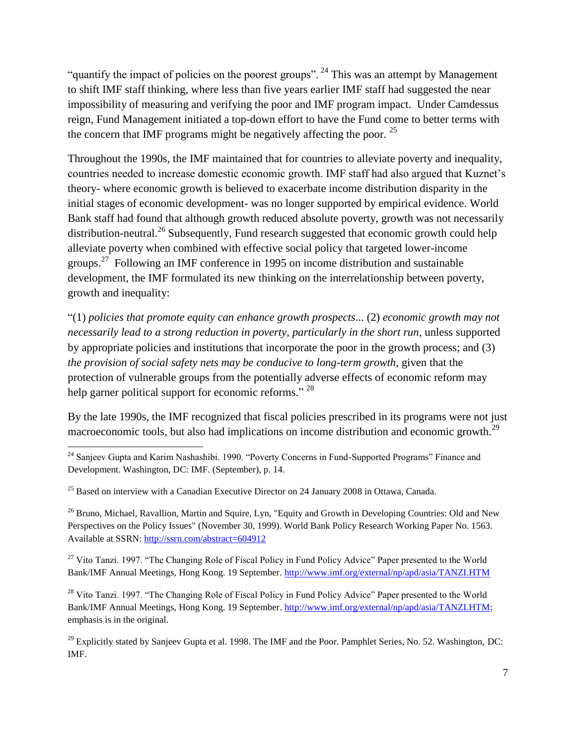"quantify the impact of policies on the poorest groups". [24] This was an attempt by Management to shift IMF staff thinking, where less than five years earlier IMF staff had suggested the near impossibility of measuring and verifying the poor and IMF program impact. Under Camdessus reign, Fund Management initiated a top-down effort to have the Fund come to better terms with the concern that IMF programs might be negatively affecting the poor. [25]

Throughout the 1990s, the IMF maintained that for countries to alleviate poverty and inequality, countries needed to increase domestic economic growth. IMF staff had also argued that Kuznet's theory- where economic growth is believed to exacerbate income distribution disparity in the initial stages of economic development- was no longer supported by empirical evidence. World Bank staff had found that although growth reduced absolute poverty, growth was not necessarily distribution-neutral.[26] Subsequently, Fund research suggested that economic growth could help alleviate poverty when combined with effective social policy that targeted lower-income groups.[27] Following an IMF conference in 1995 on income distribution and sustainable development, the IMF formulated its new thinking on the interrelationship between poverty, growth and inequality:

"(1) *policies that promote equity can enhance growth prospects*... (2) *economic growth may not necessarily lead to a strong reduction in poverty, particularly in the short run*, unless supported by appropriate policies and institutions that incorporate the poor in the growth process; and (3) *the provision of social safety nets may be conducive to long-term growth*, given that the protection of vulnerable groups from the potentially adverse effects of economic reform may help garner political support for economic reforms." [28]

By the late 1990s, the IMF recognized that fiscal policies prescribed in its programs were not just macroeconomic tools, but also had implications on income distribution and economic growth.[29]

---

[24] Sanjeev Gupta and Karim Nashashibi. 1990. "Poverty Concerns in Fund-Supported Programs" Finance and Development. Washington, DC: IMF. (September), p. 14.

[25] Based on interview with a Canadian Executive Director on 24 January 2008 in Ottawa, Canada.

[26] Bruno, Michael, Ravallion, Martin and Squire, Lyn, "Equity and Growth in Developing Countries: Old and New Perspectives on the Policy Issues" (November 30, 1999). World Bank Policy Research Working Paper No. 1563. Available at SSRN: http://ssrn.com/abstract=604912

[27] Vito Tanzi. 1997. "The Changing Role of Fiscal Policy in Fund Policy Advice" Paper presented to the World Bank/IMF Annual Meetings, Hong Kong. 19 September. http://www.imf.org/external/np/apd/asia/TANZI.HTM

[28] Vito Tanzi. 1997. "The Changing Role of Fiscal Policy in Fund Policy Advice" Paper presented to the World Bank/IMF Annual Meetings, Hong Kong. 19 September. http://www.imf.org/external/np/apd/asia/TANZI.HTM; emphasis is in the original.

[29] Explicitly stated by Sanjeev Gupta et al. 1998. The IMF and the Poor. Pamphlet Series, No. 52. Washington, DC: IMF.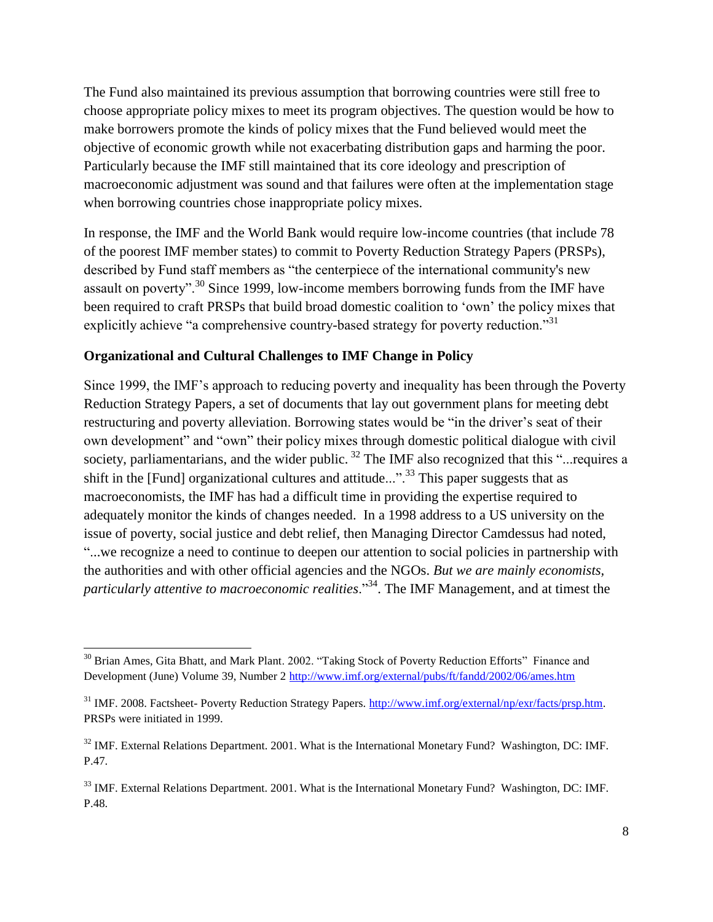The Fund also maintained its previous assumption that borrowing countries were still free to choose appropriate policy mixes to meet its program objectives. The question would be how to make borrowers promote the kinds of policy mixes that the Fund believed would meet the objective of economic growth while not exacerbating distribution gaps and harming the poor. Particularly because the IMF still maintained that its core ideology and prescription of macroeconomic adjustment was sound and that failures were often at the implementation stage when borrowing countries chose inappropriate policy mixes.

In response, the IMF and the World Bank would require low-income countries (that include 78 of the poorest IMF member states) to commit to Poverty Reduction Strategy Papers (PRSPs), described by Fund staff members as "the centerpiece of the international community's new assault on poverty".[30] Since 1999, low-income members borrowing funds from the IMF have been required to craft PRSPs that build broad domestic coalition to 'own' the policy mixes that explicitly achieve "a comprehensive country-based strategy for poverty reduction."[31]

### Organizational and Cultural Challenges to IMF Change in Policy

Since 1999, the IMF's approach to reducing poverty and inequality has been through the Poverty Reduction Strategy Papers, a set of documents that lay out government plans for meeting debt restructuring and poverty alleviation. Borrowing states would be "in the driver's seat of their own development" and "own" their policy mixes through domestic political dialogue with civil society, parliamentarians, and the wider public. [32] The IMF also recognized that this "...requires a shift in the [Fund] organizational cultures and attitude...".[33] This paper suggests that as macroeconomists, the IMF has had a difficult time in providing the expertise required to adequately monitor the kinds of changes needed. In a 1998 address to a US university on the issue of poverty, social justice and debt relief, then Managing Director Camdessus had noted, "...we recognize a need to continue to deepen our attention to social policies in partnership with the authorities and with other official agencies and the NGOs. *But we are mainly economists, particularly attentive to macroeconomic realities*."[34]. The IMF Management, and at timest the

---

[30] Brian Ames, Gita Bhatt, and Mark Plant. 2002. "Taking Stock of Poverty Reduction Efforts" Finance and Development (June) Volume 39, Number 2 http://www.imf.org/external/pubs/ft/fandd/2002/06/ames.htm

[31] IMF. 2008. Factsheet- Poverty Reduction Strategy Papers. http://www.imf.org/external/np/exr/facts/prsp.htm. PRSPs were initiated in 1999.

[32] IMF. External Relations Department. 2001. What is the International Monetary Fund? Washington, DC: IMF. P.47.

[33] IMF. External Relations Department. 2001. What is the International Monetary Fund? Washington, DC: IMF. P.48.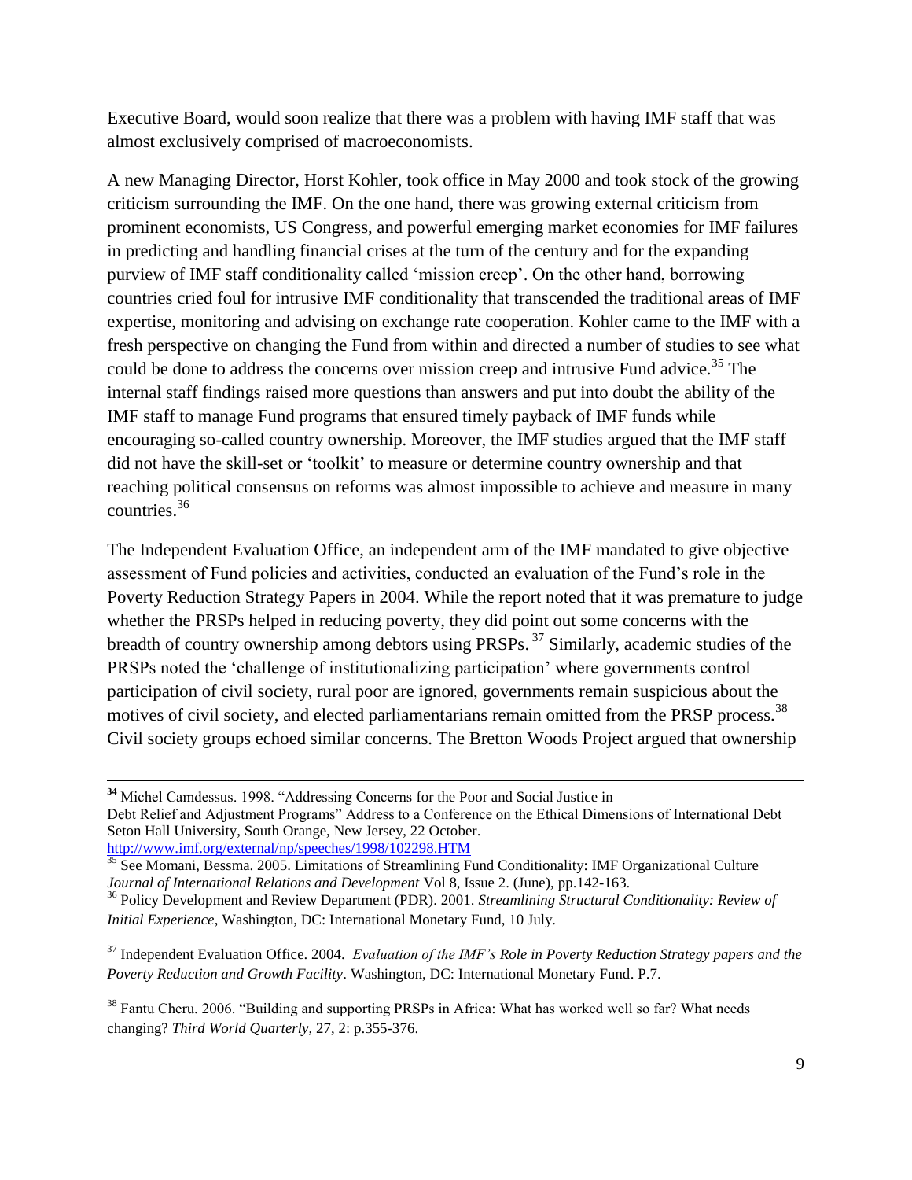Executive Board, would soon realize that there was a problem with having IMF staff that was almost exclusively comprised of macroeconomists.

A new Managing Director, Horst Kohler, took office in May 2000 and took stock of the growing criticism surrounding the IMF. On the one hand, there was growing external criticism from prominent economists, US Congress, and powerful emerging market economies for IMF failures in predicting and handling financial crises at the turn of the century and for the expanding purview of IMF staff conditionality called 'mission creep'. On the other hand, borrowing countries cried foul for intrusive IMF conditionality that transcended the traditional areas of IMF expertise, monitoring and advising on exchange rate cooperation. Kohler came to the IMF with a fresh perspective on changing the Fund from within and directed a number of studies to see what could be done to address the concerns over mission creep and intrusive Fund advice.[35] The internal staff findings raised more questions than answers and put into doubt the ability of the IMF staff to manage Fund programs that ensured timely payback of IMF funds while encouraging so-called country ownership. Moreover, the IMF studies argued that the IMF staff did not have the skill-set or 'toolkit' to measure or determine country ownership and that reaching political consensus on reforms was almost impossible to achieve and measure in many countries.[36]

The Independent Evaluation Office, an independent arm of the IMF mandated to give objective assessment of Fund policies and activities, conducted an evaluation of the Fund's role in the Poverty Reduction Strategy Papers in 2004. While the report noted that it was premature to judge whether the PRSPs helped in reducing poverty, they did point out some concerns with the breadth of country ownership among debtors using PRSPs.[37] Similarly, academic studies of the PRSPs noted the 'challenge of institutionalizing participation' where governments control participation of civil society, rural poor are ignored, governments remain suspicious about the motives of civil society, and elected parliamentarians remain omitted from the PRSP process.[38] Civil society groups echoed similar concerns. The Bretton Woods Project argued that ownership

---

[34] Michel Camdessus. 1998. "Addressing Concerns for the Poor and Social Justice in Debt Relief and Adjustment Programs" Address to a Conference on the Ethical Dimensions of International Debt Seton Hall University, South Orange, New Jersey, 22 October. http://www.imf.org/external/np/speeches/1998/102298.HTM

[35] See Momani, Bessma. 2005. Limitations of Streamlining Fund Conditionality: IMF Organizational Culture *Journal of International Relations and Development* Vol 8, Issue 2. (June), pp.142-163.

[36] Policy Development and Review Department (PDR). 2001. *Streamlining Structural Conditionality: Review of Initial Experience*, Washington, DC: International Monetary Fund, 10 July.

[37] Independent Evaluation Office. 2004. *Evaluation of the IMF's Role in Poverty Reduction Strategy papers and the Poverty Reduction and Growth Facility*. Washington, DC: International Monetary Fund. P.7.

[38] Fantu Cheru. 2006. "Building and supporting PRSPs in Africa: What has worked well so far? What needs changing? *Third World Quarterly*, 27, 2: p.355-376.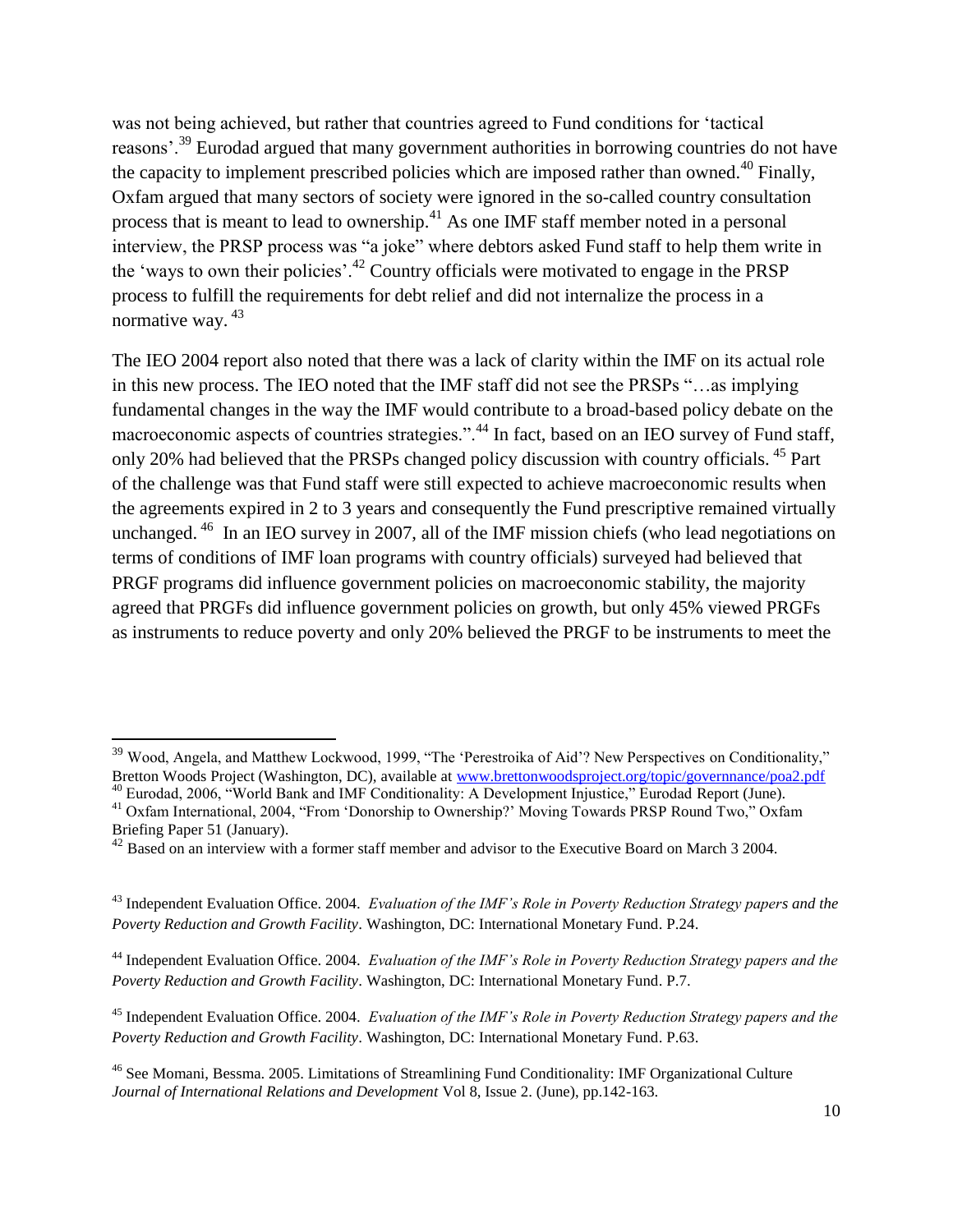was not being achieved, but rather that countries agreed to Fund conditions for 'tactical reasons'.[39] Eurodad argued that many government authorities in borrowing countries do not have the capacity to implement prescribed policies which are imposed rather than owned.[40] Finally, Oxfam argued that many sectors of society were ignored in the so-called country consultation process that is meant to lead to ownership.[41] As one IMF staff member noted in a personal interview, the PRSP process was "a joke" where debtors asked Fund staff to help them write in the 'ways to own their policies'.[42] Country officials were motivated to engage in the PRSP process to fulfill the requirements for debt relief and did not internalize the process in a normative way. [43]

The IEO 2004 report also noted that there was a lack of clarity within the IMF on its actual role in this new process. The IEO noted that the IMF staff did not see the PRSPs "…as implying fundamental changes in the way the IMF would contribute to a broad-based policy debate on the macroeconomic aspects of countries strategies.".[44] In fact, based on an IEO survey of Fund staff, only 20% had believed that the PRSPs changed policy discussion with country officials. [45] Part of the challenge was that Fund staff were still expected to achieve macroeconomic results when the agreements expired in 2 to 3 years and consequently the Fund prescriptive remained virtually unchanged. [46] In an IEO survey in 2007, all of the IMF mission chiefs (who lead negotiations on terms of conditions of IMF loan programs with country officials) surveyed had believed that PRGF programs did influence government policies on macroeconomic stability, the majority agreed that PRGFs did influence government policies on growth, but only 45% viewed PRGFs as instruments to reduce poverty and only 20% believed the PRGF to be instruments to meet the

---

[39] Wood, Angela, and Matthew Lockwood, 1999, "The 'Perestroika of Aid'? New Perspectives on Conditionality," Bretton Woods Project (Washington, DC), available at www.brettonwoodsproject.org/topic/governnance/poa2.pdf

[40] Eurodad, 2006, "World Bank and IMF Conditionality: A Development Injustice," Eurodad Report (June).

[41] Oxfam International, 2004, "From 'Donorship to Ownership?' Moving Towards PRSP Round Two," Oxfam Briefing Paper 51 (January).

[42] Based on an interview with a former staff member and advisor to the Executive Board on March 3 2004.

[43] Independent Evaluation Office. 2004. *Evaluation of the IMF's Role in Poverty Reduction Strategy papers and the Poverty Reduction and Growth Facility*. Washington, DC: International Monetary Fund. P.24.

[44] Independent Evaluation Office. 2004. *Evaluation of the IMF's Role in Poverty Reduction Strategy papers and the Poverty Reduction and Growth Facility*. Washington, DC: International Monetary Fund. P.7.

[45] Independent Evaluation Office. 2004. *Evaluation of the IMF's Role in Poverty Reduction Strategy papers and the Poverty Reduction and Growth Facility*. Washington, DC: International Monetary Fund. P.63.

[46] See Momani, Bessma. 2005. Limitations of Streamlining Fund Conditionality: IMF Organizational Culture *Journal of International Relations and Development* Vol 8, Issue 2. (June), pp.142-163.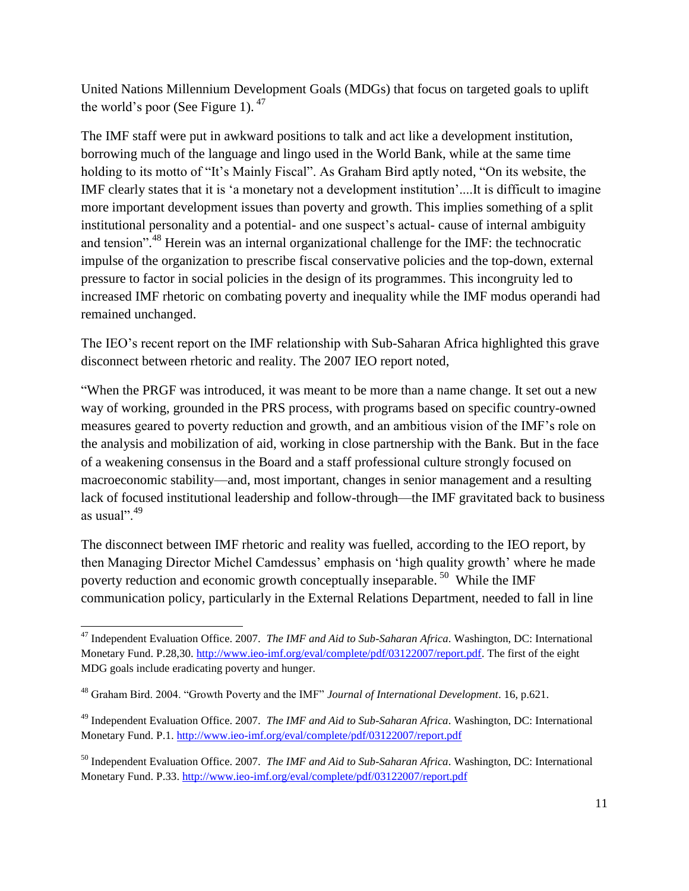United Nations Millennium Development Goals (MDGs) that focus on targeted goals to uplift the world's poor (See Figure 1). [47]

The IMF staff were put in awkward positions to talk and act like a development institution, borrowing much of the language and lingo used in the World Bank, while at the same time holding to its motto of "It's Mainly Fiscal". As Graham Bird aptly noted, "On its website, the IMF clearly states that it is 'a monetary not a development institution'....It is difficult to imagine more important development issues than poverty and growth. This implies something of a split institutional personality and a potential- and one suspect's actual- cause of internal ambiguity and tension".[48] Herein was an internal organizational challenge for the IMF: the technocratic impulse of the organization to prescribe fiscal conservative policies and the top-down, external pressure to factor in social policies in the design of its programmes. This incongruity led to increased IMF rhetoric on combating poverty and inequality while the IMF modus operandi had remained unchanged.

The IEO's recent report on the IMF relationship with Sub-Saharan Africa highlighted this grave disconnect between rhetoric and reality. The 2007 IEO report noted,

"When the PRGF was introduced, it was meant to be more than a name change. It set out a new way of working, grounded in the PRS process, with programs based on specific country-owned measures geared to poverty reduction and growth, and an ambitious vision of the IMF's role on the analysis and mobilization of aid, working in close partnership with the Bank. But in the face of a weakening consensus in the Board and a staff professional culture strongly focused on macroeconomic stability—and, most important, changes in senior management and a resulting lack of focused institutional leadership and follow-through—the IMF gravitated back to business as usual".[49]

The disconnect between IMF rhetoric and reality was fuelled, according to the IEO report, by then Managing Director Michel Camdessus' emphasis on 'high quality growth' where he made poverty reduction and economic growth conceptually inseparable. [50] While the IMF communication policy, particularly in the External Relations Department, needed to fall in line

---

[47] Independent Evaluation Office. 2007. *The IMF and Aid to Sub-Saharan Africa*. Washington, DC: International Monetary Fund. P.28,30. http://www.ieo-imf.org/eval/complete/pdf/03122007/report.pdf. The first of the eight MDG goals include eradicating poverty and hunger.

[48] Graham Bird. 2004. "Growth Poverty and the IMF" *Journal of International Development*. 16, p.621.

[49] Independent Evaluation Office. 2007. *The IMF and Aid to Sub-Saharan Africa*. Washington, DC: International Monetary Fund. P.1. http://www.ieo-imf.org/eval/complete/pdf/03122007/report.pdf

[50] Independent Evaluation Office. 2007. *The IMF and Aid to Sub-Saharan Africa*. Washington, DC: International Monetary Fund. P.33. http://www.ieo-imf.org/eval/complete/pdf/03122007/report.pdf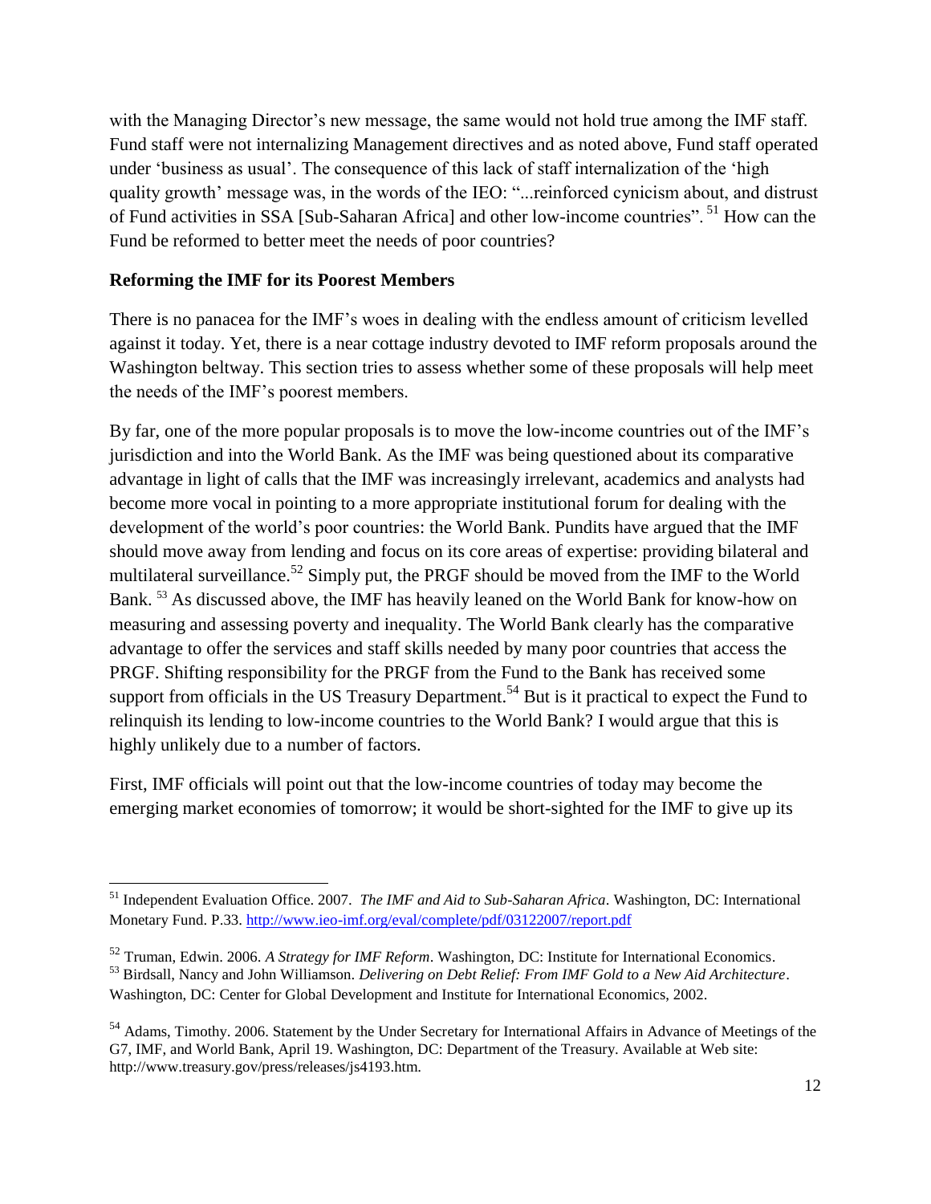with the Managing Director's new message, the same would not hold true among the IMF staff. Fund staff were not internalizing Management directives and as noted above, Fund staff operated under 'business as usual'. The consequence of this lack of staff internalization of the 'high quality growth' message was, in the words of the IEO: "...reinforced cynicism about, and distrust of Fund activities in SSA [Sub-Saharan Africa] and other low-income countries".[51] How can the Fund be reformed to better meet the needs of poor countries?

**Reforming the IMF for its Poorest Members**

There is no panacea for the IMF's woes in dealing with the endless amount of criticism levelled against it today. Yet, there is a near cottage industry devoted to IMF reform proposals around the Washington beltway. This section tries to assess whether some of these proposals will help meet the needs of the IMF's poorest members.

By far, one of the more popular proposals is to move the low-income countries out of the IMF's jurisdiction and into the World Bank. As the IMF was being questioned about its comparative advantage in light of calls that the IMF was increasingly irrelevant, academics and analysts had become more vocal in pointing to a more appropriate institutional forum for dealing with the development of the world's poor countries: the World Bank. Pundits have argued that the IMF should move away from lending and focus on its core areas of expertise: providing bilateral and multilateral surveillance.[52] Simply put, the PRGF should be moved from the IMF to the World Bank.[53] As discussed above, the IMF has heavily leaned on the World Bank for know-how on measuring and assessing poverty and inequality. The World Bank clearly has the comparative advantage to offer the services and staff skills needed by many poor countries that access the PRGF. Shifting responsibility for the PRGF from the Fund to the Bank has received some support from officials in the US Treasury Department.[54] But is it practical to expect the Fund to relinquish its lending to low-income countries to the World Bank? I would argue that this is highly unlikely due to a number of factors.

First, IMF officials will point out that the low-income countries of today may become the emerging market economies of tomorrow; it would be short-sighted for the IMF to give up its

---

[51] Independent Evaluation Office. 2007. *The IMF and Aid to Sub-Saharan Africa*. Washington, DC: International Monetary Fund. P.33. http://www.ieo-imf.org/eval/complete/pdf/03122007/report.pdf

[52] Truman, Edwin. 2006. *A Strategy for IMF Reform*. Washington, DC: Institute for International Economics.

[53] Birdsall, Nancy and John Williamson. *Delivering on Debt Relief: From IMF Gold to a New Aid Architecture*. Washington, DC: Center for Global Development and Institute for International Economics, 2002.

[54] Adams, Timothy. 2006. Statement by the Under Secretary for International Affairs in Advance of Meetings of the G7, IMF, and World Bank, April 19. Washington, DC: Department of the Treasury. Available at Web site: http://www.treasury.gov/press/releases/js4193.htm.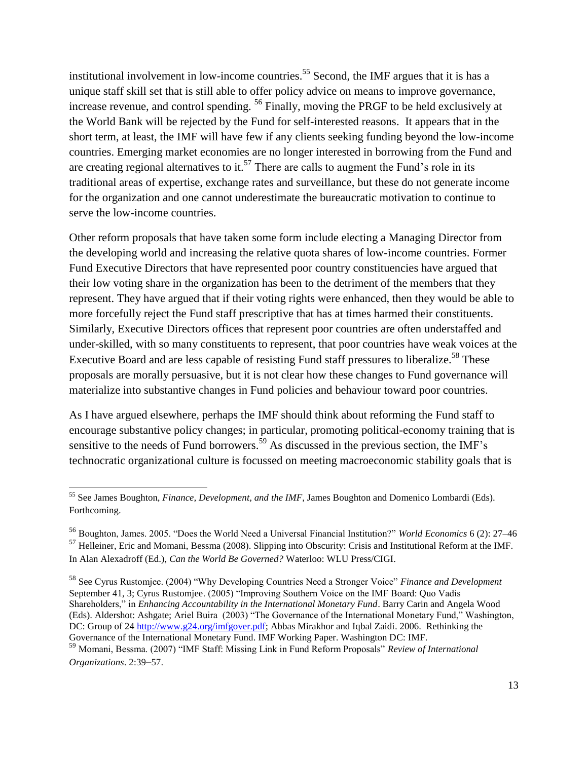institutional involvement in low-income countries.[55] Second, the IMF argues that it is has a unique staff skill set that is still able to offer policy advice on means to improve governance, increase revenue, and control spending. [56] Finally, moving the PRGF to be held exclusively at the World Bank will be rejected by the Fund for self-interested reasons. It appears that in the short term, at least, the IMF will have few if any clients seeking funding beyond the low-income countries. Emerging market economies are no longer interested in borrowing from the Fund and are creating regional alternatives to it.[57] There are calls to augment the Fund's role in its traditional areas of expertise, exchange rates and surveillance, but these do not generate income for the organization and one cannot underestimate the bureaucratic motivation to continue to serve the low-income countries.

Other reform proposals that have taken some form include electing a Managing Director from the developing world and increasing the relative quota shares of low-income countries. Former Fund Executive Directors that have represented poor country constituencies have argued that their low voting share in the organization has been to the detriment of the members that they represent. They have argued that if their voting rights were enhanced, then they would be able to more forcefully reject the Fund staff prescriptive that has at times harmed their constituents. Similarly, Executive Directors offices that represent poor countries are often understaffed and under-skilled, with so many constituents to represent, that poor countries have weak voices at the Executive Board and are less capable of resisting Fund staff pressures to liberalize.[58] These proposals are morally persuasive, but it is not clear how these changes to Fund governance will materialize into substantive changes in Fund policies and behaviour toward poor countries.

As I have argued elsewhere, perhaps the IMF should think about reforming the Fund staff to encourage substantive policy changes; in particular, promoting political-economy training that is sensitive to the needs of Fund borrowers.[59] As discussed in the previous section, the IMF's technocratic organizational culture is focussed on meeting macroeconomic stability goals that is

---

[55] See James Boughton, *Finance, Development, and the IMF*, James Boughton and Domenico Lombardi (Eds). Forthcoming.

[56] Boughton, James. 2005. "Does the World Need a Universal Financial Institution?" *World Economics* 6 (2): 27–46

[57] Helleiner, Eric and Momani, Bessma (2008). Slipping into Obscurity: Crisis and Institutional Reform at the IMF. In Alan Alexadroff (Ed.), *Can the World Be Governed?* Waterloo: WLU Press/CIGI.

[58] See Cyrus Rustomjee. (2004) "Why Developing Countries Need a Stronger Voice" *Finance and Development* September 41, 3; Cyrus Rustomjee. (2005) "Improving Southern Voice on the IMF Board: Quo Vadis Shareholders," in *Enhancing Accountability in the International Monetary Fund*. Barry Carin and Angela Wood (Eds). Aldershot: Ashgate; Ariel Buira (2003) "The Governance of the International Monetary Fund," Washington, DC: Group of 24 http://www.g24.org/imfgover.pdf; Abbas Mirakhor and Iqbal Zaidi. 2006. Rethinking the Governance of the International Monetary Fund. IMF Working Paper. Washington DC: IMF.

[59] Momani, Bessma. (2007) "IMF Staff: Missing Link in Fund Reform Proposals" *Review of International Organizations*. 2:39–57.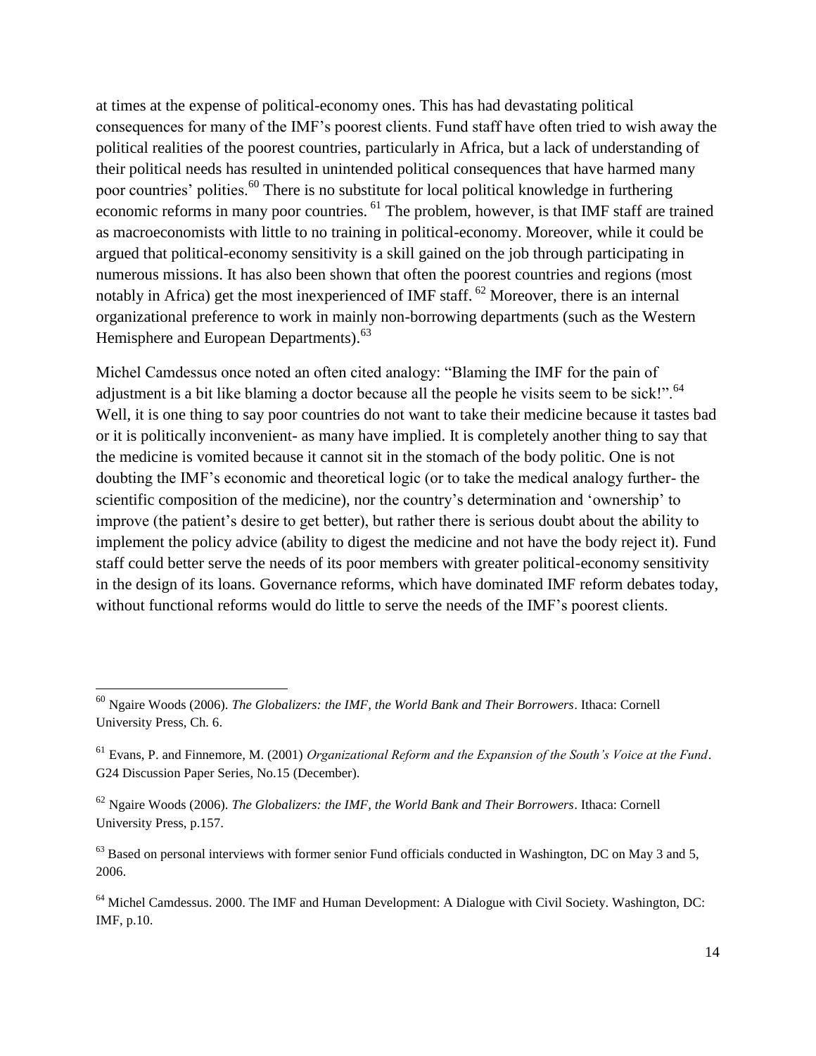at times at the expense of political-economy ones. This has had devastating political consequences for many of the IMF's poorest clients. Fund staff have often tried to wish away the political realities of the poorest countries, particularly in Africa, but a lack of understanding of their political needs has resulted in unintended political consequences that have harmed many poor countries' polities.[60] There is no substitute for local political knowledge in furthering economic reforms in many poor countries. [61] The problem, however, is that IMF staff are trained as macroeconomists with little to no training in political-economy. Moreover, while it could be argued that political-economy sensitivity is a skill gained on the job through participating in numerous missions. It has also been shown that often the poorest countries and regions (most notably in Africa) get the most inexperienced of IMF staff. [62] Moreover, there is an internal organizational preference to work in mainly non-borrowing departments (such as the Western Hemisphere and European Departments).[63]

Michel Camdessus once noted an often cited analogy: "Blaming the IMF for the pain of adjustment is a bit like blaming a doctor because all the people he visits seem to be sick!".[64] Well, it is one thing to say poor countries do not want to take their medicine because it tastes bad or it is politically inconvenient- as many have implied. It is completely another thing to say that the medicine is vomited because it cannot sit in the stomach of the body politic. One is not doubting the IMF's economic and theoretical logic (or to take the medical analogy further- the scientific composition of the medicine), nor the country's determination and 'ownership' to improve (the patient's desire to get better), but rather there is serious doubt about the ability to implement the policy advice (ability to digest the medicine and not have the body reject it). Fund staff could better serve the needs of its poor members with greater political-economy sensitivity in the design of its loans. Governance reforms, which have dominated IMF reform debates today, without functional reforms would do little to serve the needs of the IMF's poorest clients.

---

[60] Ngaire Woods (2006). *The Globalizers: the IMF, the World Bank and Their Borrowers*. Ithaca: Cornell University Press, Ch. 6.

[61] Evans, P. and Finnemore, M. (2001) *Organizational Reform and the Expansion of the South's Voice at the Fund*. G24 Discussion Paper Series, No.15 (December).

[62] Ngaire Woods (2006). *The Globalizers: the IMF, the World Bank and Their Borrowers*. Ithaca: Cornell University Press, p.157.

[63] Based on personal interviews with former senior Fund officials conducted in Washington, DC on May 3 and 5, 2006.

[64] Michel Camdessus. 2000. The IMF and Human Development: A Dialogue with Civil Society. Washington, DC: IMF, p.10.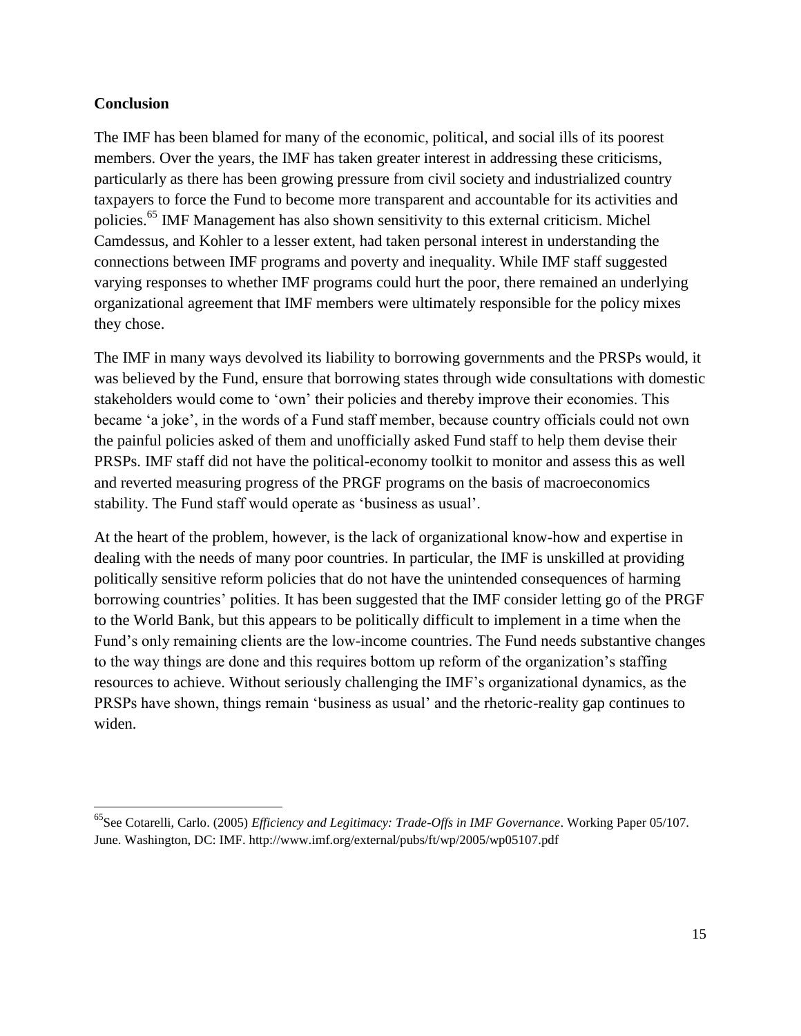**Conclusion**

The IMF has been blamed for many of the economic, political, and social ills of its poorest members. Over the years, the IMF has taken greater interest in addressing these criticisms, particularly as there has been growing pressure from civil society and industrialized country taxpayers to force the Fund to become more transparent and accountable for its activities and policies.[65] IMF Management has also shown sensitivity to this external criticism. Michel Camdessus, and Kohler to a lesser extent, had taken personal interest in understanding the connections between IMF programs and poverty and inequality. While IMF staff suggested varying responses to whether IMF programs could hurt the poor, there remained an underlying organizational agreement that IMF members were ultimately responsible for the policy mixes they chose.

The IMF in many ways devolved its liability to borrowing governments and the PRSPs would, it was believed by the Fund, ensure that borrowing states through wide consultations with domestic stakeholders would come to 'own' their policies and thereby improve their economies. This became 'a joke', in the words of a Fund staff member, because country officials could not own the painful policies asked of them and unofficially asked Fund staff to help them devise their PRSPs. IMF staff did not have the political-economy toolkit to monitor and assess this as well and reverted measuring progress of the PRGF programs on the basis of macroeconomics stability. The Fund staff would operate as 'business as usual'.

At the heart of the problem, however, is the lack of organizational know-how and expertise in dealing with the needs of many poor countries. In particular, the IMF is unskilled at providing politically sensitive reform policies that do not have the unintended consequences of harming borrowing countries' polities. It has been suggested that the IMF consider letting go of the PRGF to the World Bank, but this appears to be politically difficult to implement in a time when the Fund's only remaining clients are the low-income countries. The Fund needs substantive changes to the way things are done and this requires bottom up reform of the organization's staffing resources to achieve. Without seriously challenging the IMF's organizational dynamics, as the PRSPs have shown, things remain 'business as usual' and the rhetoric-reality gap continues to widen.

---

[65] See Cotarelli, Carlo. (2005) *Efficiency and Legitimacy: Trade-Offs in IMF Governance*. Working Paper 05/107. June. Washington, DC: IMF. http://www.imf.org/external/pubs/ft/wp/2005/wp05107.pdf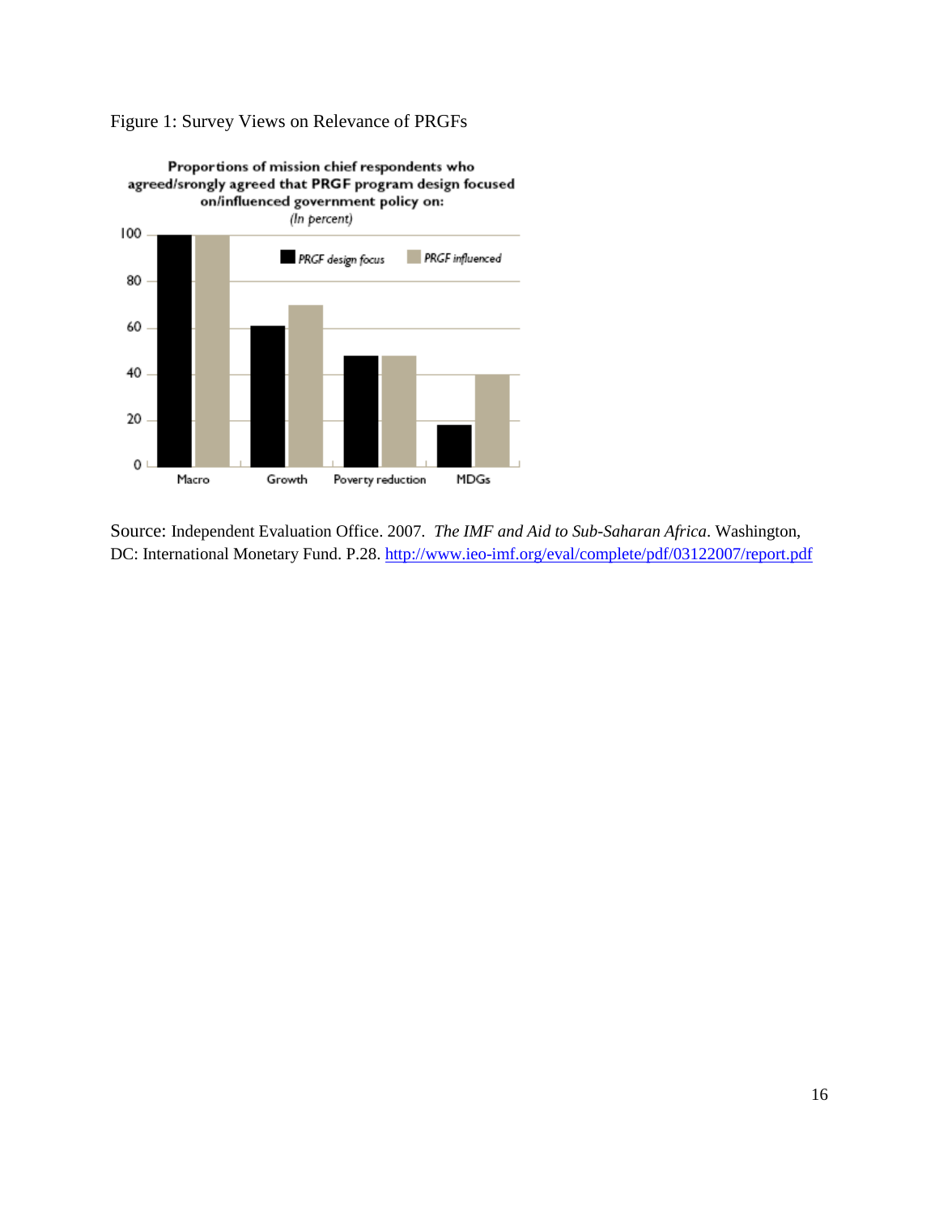Figure 1: Survey Views on Relevance of PRGFs

Proportions of mission chief respondents who agreed/srongly agreed that PRGF program design focused on/influenced government policy on:

(In percent)

100

80

60

40

20

0

PRGF design focus

PRGF influenced

Macro

Growth

Poverty reduction

MDGs

Source: Independent Evaluation Office. 2007. *The IMF and Aid to Sub-Saharan Africa*. Washington, DC: International Monetary Fund. P.28. http://www.ieo-imf.org/eval/complete/pdf/03122007/report.pdf